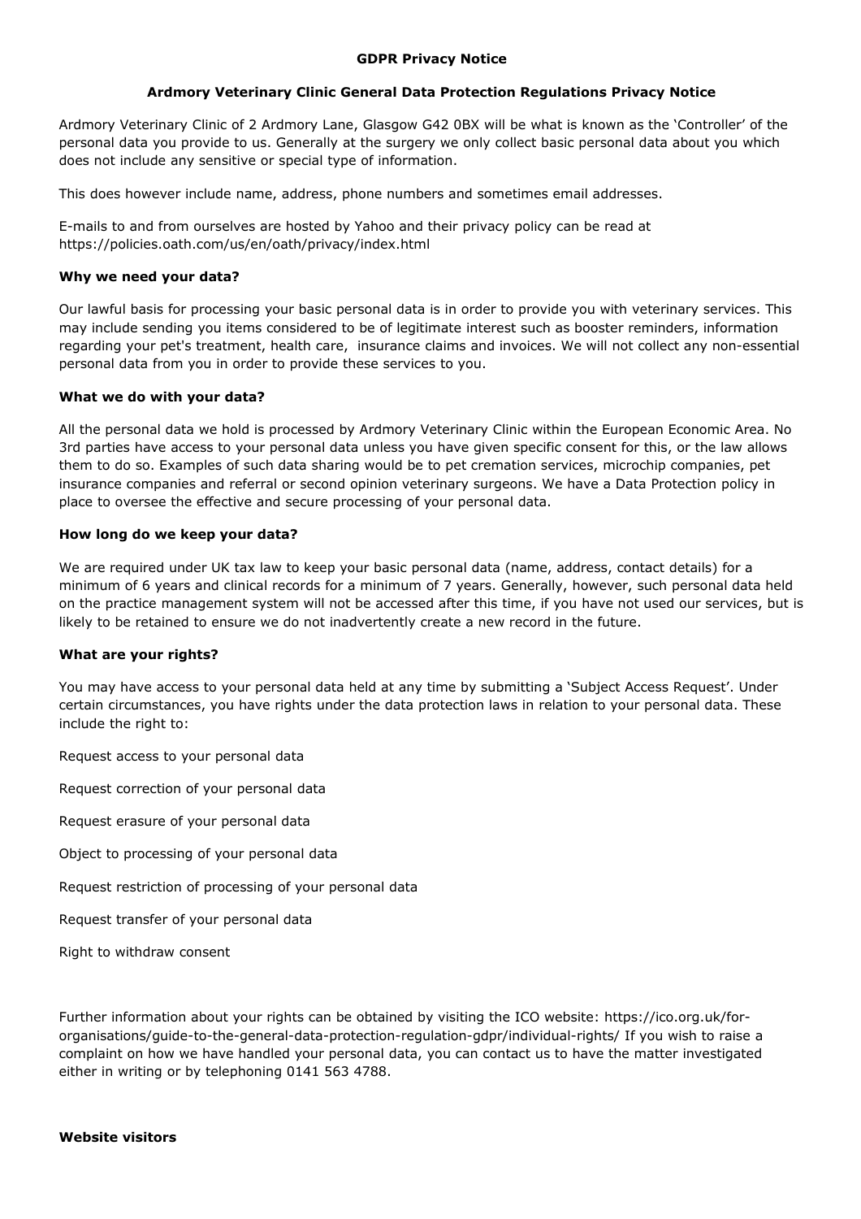# GDPR Privacy Notice

## Ardmory Veterinary Clinic General Data Protection Regulations Privacy Notice

Ardmory Veterinary Clinic of 2 Ardmory Lane, Glasgow G42 0BX will be what is known as the 'Controller' of the personal data you provide to us. Generally at the surgery we only collect basic personal data about you which does not include any sensitive or special type of information.

This does however include name, address, phone numbers and sometimes email addresses.

E-mails to and from ourselves are hosted by Yahoo and their privacy policy can be read at https://policies.oath.com/us/en/oath/privacy/index.html

### Why we need your data?

Our lawful basis for processing your basic personal data is in order to provide you with veterinary services. This may include sending you items considered to be of legitimate interest such as booster reminders, information regarding your pet's treatment, health care, insurance claims and invoices. We will not collect any non-essential personal data from you in order to provide these services to you.

### What we do with your data?

All the personal data we hold is processed by Ardmory Veterinary Clinic within the European Economic Area. No 3rd parties have access to your personal data unless you have given specific consent for this, or the law allows them to do so. Examples of such data sharing would be to pet cremation services, microchip companies, pet insurance companies and referral or second opinion veterinary surgeons. We have a Data Protection policy in place to oversee the effective and secure processing of your personal data.

### How long do we keep your data?

We are required under UK tax law to keep your basic personal data (name, address, contact details) for a minimum of 6 years and clinical records for a minimum of 7 years. Generally, however, such personal data held on the practice management system will not be accessed after this time, if you have not used our services, but is likely to be retained to ensure we do not inadvertently create a new record in the future.

### What are your rights?

You may have access to your personal data held at any time by submitting a 'Subject Access Request'. Under certain circumstances, you have rights under the data protection laws in relation to your personal data. These include the right to:

Request access to your personal data

Request correction of your personal data

Request erasure of your personal data

Object to processing of your personal data

Request restriction of processing of your personal data

Request transfer of your personal data

Right to withdraw consent

Further information about your rights can be obtained by visiting the ICO website: https://ico.org.uk/for-organisations/guide-to-the-general-data-protection-regulation-gdpr/individual-rights/ If you wish to raise a complaint on how we have handled your personal data, you can contact us to have the matter investigated either in writing or by telephoning 0141 563 4788.

### Website visitors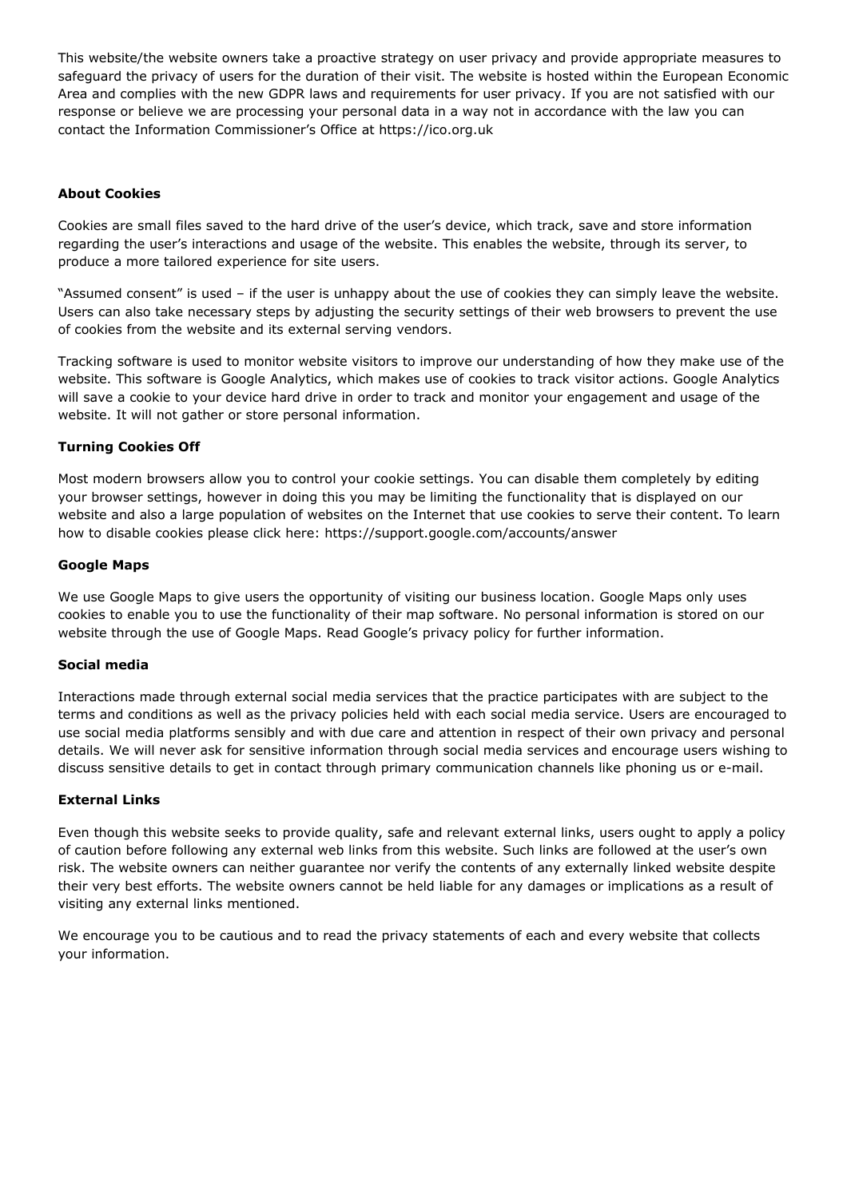This website/the website owners take a proactive strategy on user privacy and provide appropriate measures to safeguard the privacy of users for the duration of their visit. The website is hosted within the European Economic Area and complies with the new GDPR laws and requirements for user privacy. If you are not satisfied with our response or believe we are processing your personal data in a way not in accordance with the law you can contact the Information Commissioner's Office at https://ico.org.uk

### About Cookies

Cookies are small files saved to the hard drive of the user's device, which track, save and store information regarding the user's interactions and usage of the website. This enables the website, through its server, to produce a more tailored experience for site users.

"Assumed consent" is used – if the user is unhappy about the use of cookies they can simply leave the website. Users can also take necessary steps by adjusting the security settings of their web browsers to prevent the use of cookies from the website and its external serving vendors.

Tracking software is used to monitor website visitors to improve our understanding of how they make use of the website. This software is Google Analytics, which makes use of cookies to track visitor actions. Google Analytics will save a cookie to your device hard drive in order to track and monitor your engagement and usage of the website. It will not gather or store personal information.

### Turning Cookies Off

Most modern browsers allow you to control your cookie settings. You can disable them completely by editing your browser settings, however in doing this you may be limiting the functionality that is displayed on our website and also a large population of websites on the Internet that use cookies to serve their content. To learn how to disable cookies please click here: https://support.google.com/accounts/answer

### Google Maps

We use Google Maps to give users the opportunity of visiting our business location. Google Maps only uses cookies to enable you to use the functionality of their map software. No personal information is stored on our website through the use of Google Maps. Read Google's privacy policy for further information.

### Social media

Interactions made through external social media services that the practice participates with are subject to the terms and conditions as well as the privacy policies held with each social media service. Users are encouraged to use social media platforms sensibly and with due care and attention in respect of their own privacy and personal details. We will never ask for sensitive information through social media services and encourage users wishing to discuss sensitive details to get in contact through primary communication channels like phoning us or e-mail.

### External Links

Even though this website seeks to provide quality, safe and relevant external links, users ought to apply a policy of caution before following any external web links from this website. Such links are followed at the user's own risk. The website owners can neither guarantee nor verify the contents of any externally linked website despite their very best efforts. The website owners cannot be held liable for any damages or implications as a result of visiting any external links mentioned.

We encourage you to be cautious and to read the privacy statements of each and every website that collects your information.